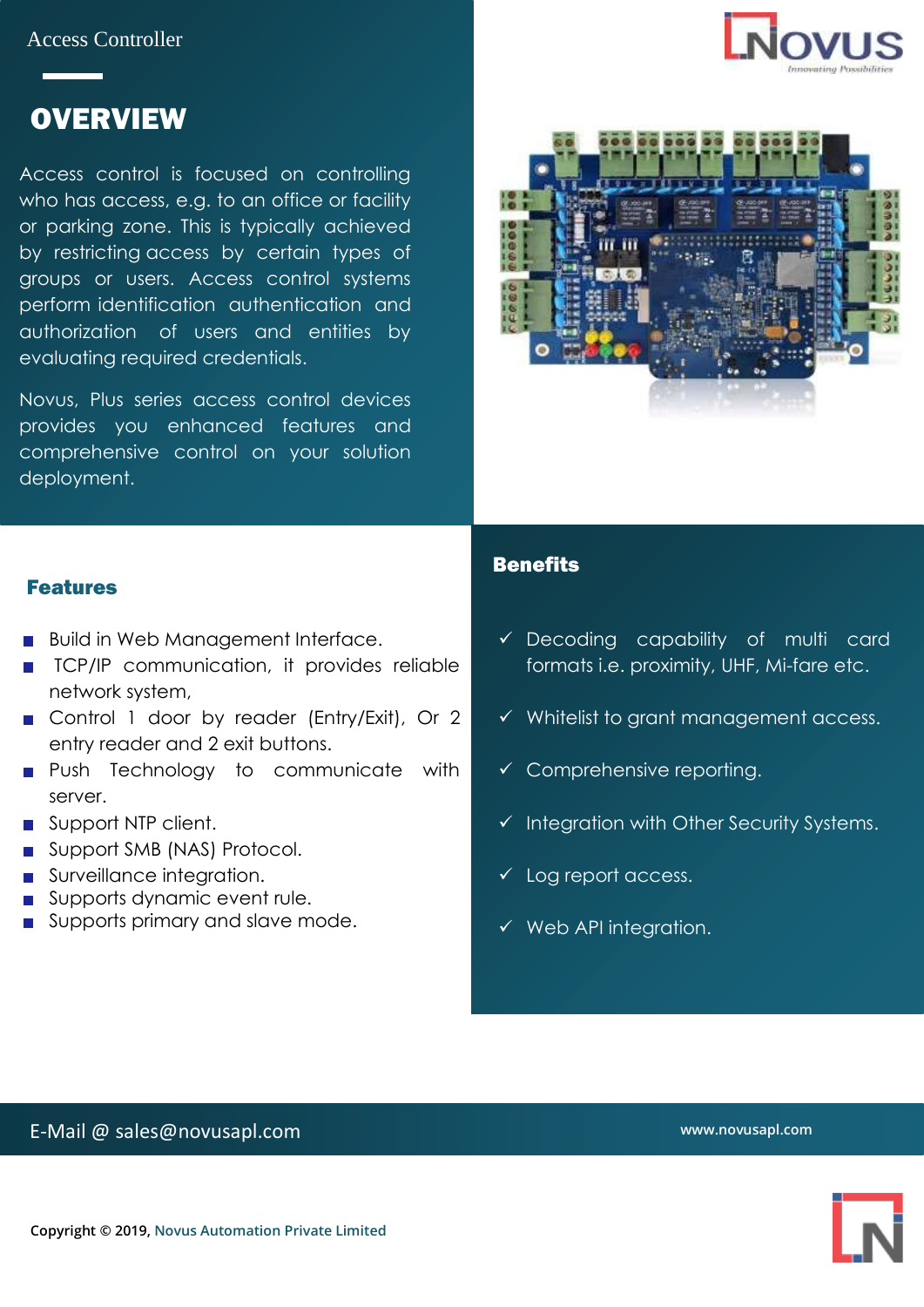Access Controller

# OVERVIEW

Access control is focused on controlling who has access, e.g. to an office or facility or parking zone. This is typically achieved by restricting access by certain types of groups or users. Access control systems perform identification authentication and authorization of users and entities by evaluating required credentials.

Novus, Plus series access control devices provides you enhanced features and comprehensive control on your solution deployment.

## Features

- Build in Web Management Interface.
- TCP/IP communication, it provides reliable network system,
- Control 1 door by reader (Entry/Exit), Or 2 entry reader and 2 exit buttons.
- Push Technology to communicate with server.
- Support NTP client.
- Support SMB (NAS) Protocol.
- Surveillance integration.
- Supports dynamic event rule.
- Supports primary and slave mode.

## Benefits

- ✓ Decoding capability of multi card formats i.e. proximity, UHF, Mi-fare etc.
- ✓ Whitelist to grant management access.
- ✓ Comprehensive reporting.
- ✓ Integration with Other Security Systems.
- ✓ Log report access.
- ✓ Web API integration.

E-Mail @ sales@novusapl.com

www.novusapl.com

Copyright © 2019, Novus Automation Private Limited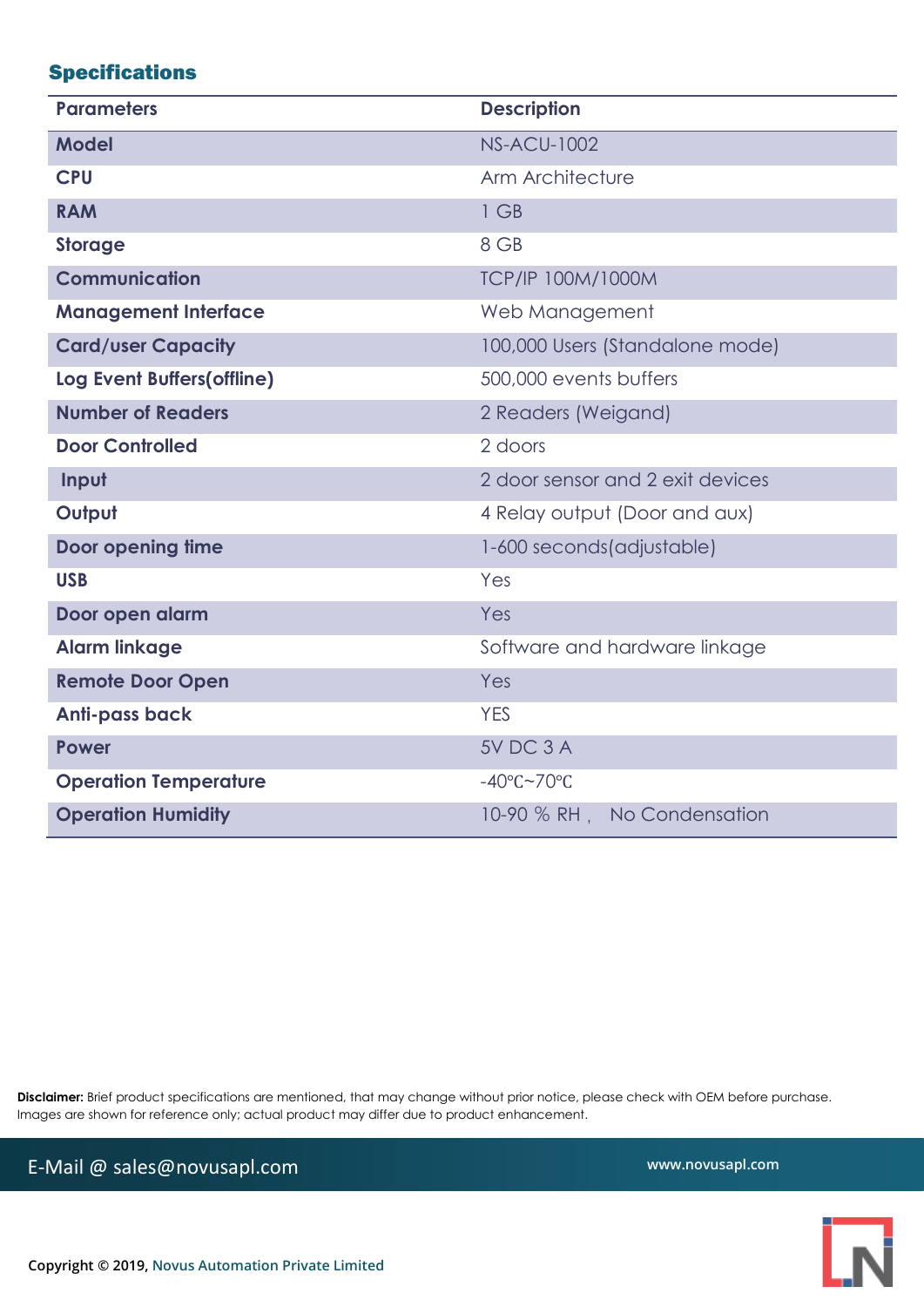## Specifications

| Parameters | Description |
|---|---|
| **Model** | NS-ACU-1002 |
| **CPU** | Arm Architecture |
| **RAM** | 1 GB |
| **Storage** | 8 GB |
| **Communication** | TCP/IP 100M/1000M |
| **Management Interface** | Web Management |
| **Card/user Capacity** | 100,000 Users (Standalone mode) |
| **Log Event Buffers(offline)** | 500,000 events buffers |
| **Number of Readers** | 2 Readers (Weigand) |
| **Door Controlled** | 2 doors |
| **Input** | 2 door sensor and 2 exit devices |
| **Output** | 4 Relay output (Door and aux) |
| **Door opening time** | 1-600 seconds(adjustable) |
| **USB** | Yes |
| **Door open alarm** | Yes |
| **Alarm linkage** | Software and hardware linkage |
| **Remote Door Open** | Yes |
| **Anti-pass back** | YES |
| **Power** | 5V DC 3 A |
| **Operation Temperature** | -40℃~70℃ |
| **Operation Humidity** | 10-90 % RH , No Condensation |

**Disclaimer:** Brief product specifications are mentioned, that may change without prior notice, please check with OEM before purchase. Images are shown for reference only; actual product may differ due to product enhancement.

E-Mail @ sales@novusapl.com

www.novusapl.com

Copyright © 2019, Novus Automation Private Limited